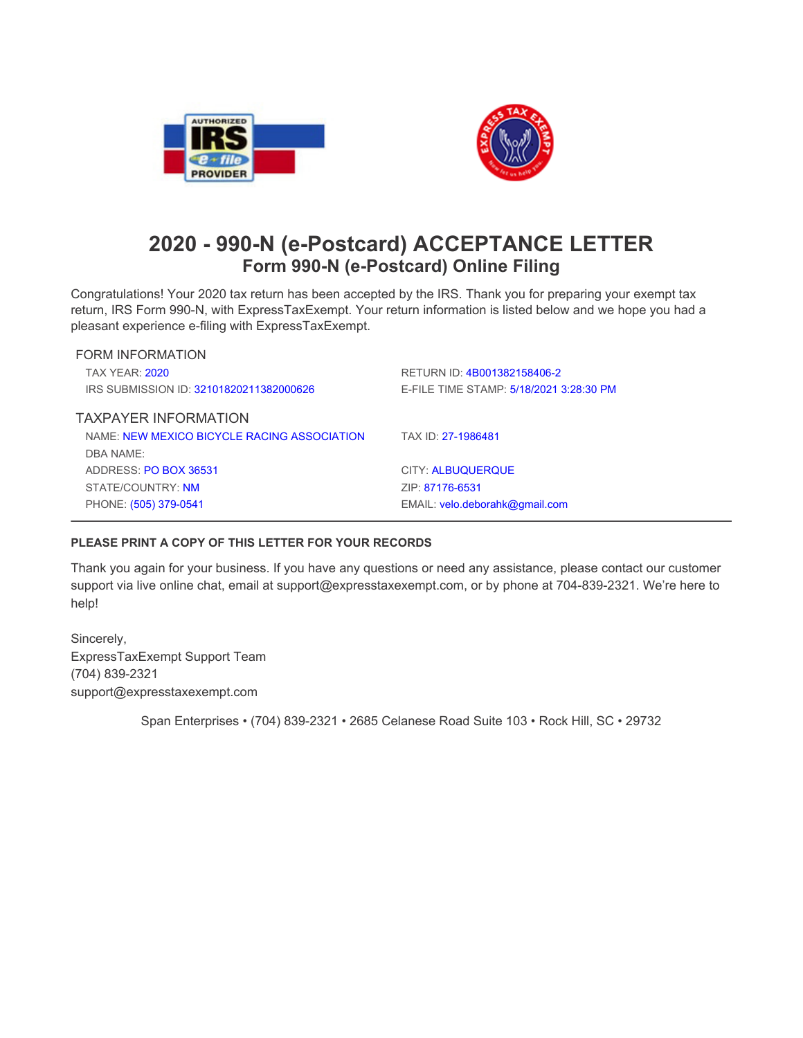# 2020 - 990-N (e-Postcard) ACCEPTANCE LETTER

## Form 990-N (e-Postcard) Online Filing

Congratulations! Your 2020 tax return has been accepted by the IRS. Thank you for preparing your exempt tax return, IRS Form 990-N, with ExpressTaxExempt. Your return information is listed below and we hope you had a pleasant experience e-filing with ExpressTaxExempt.

### FORM INFORMATION

TAX YEAR: 2020

RETURN ID: 4B001382158406-2

IRS SUBMISSION ID: 32101820211382000626

E-FILE TIME STAMP: 5/18/2021 3:28:30 PM

### TAXPAYER INFORMATION

NAME: NEW MEXICO BICYCLE RACING ASSOCIATION

TAX ID: 27-1986481

DBA NAME:

ADDRESS: PO BOX 36531

CITY: ALBUQUERQUE

STATE/COUNTRY: NM

ZIP: 87176-6531

PHONE: (505) 379-0541

EMAIL: velo.deborahk@gmail.com

---

**PLEASE PRINT A COPY OF THIS LETTER FOR YOUR RECORDS**

Thank you again for your business. If you have any questions or need any assistance, please contact our customer support via live online chat, email at support@expresstaxexempt.com, or by phone at 704-839-2321. We're here to help!

Sincerely,
ExpressTaxExempt Support Team
(704) 839-2321
support@expresstaxexempt.com

Span Enterprises • (704) 839-2321 • 2685 Celanese Road Suite 103 • Rock Hill, SC • 29732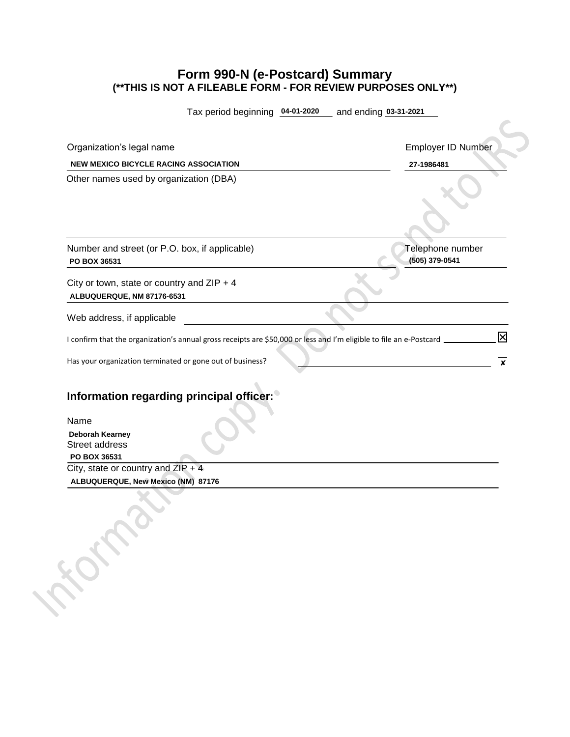# Form 990-N (e-Postcard) Summary

**(**THIS IS NOT A FILEABLE FORM - FOR REVIEW PURPOSES ONLY**)**

Tax period beginning **04-01-2020** and ending **03-31-2021**

Organization's legal name
**NEW MEXICO BICYCLE RACING ASSOCIATION**

Employer ID Number
**27-1986481**

Other names used by organization (DBA)

Number and street (or P.O. box, if applicable)
**PO BOX 36531**

Telephone number
**(505) 379-0541**

City or town, state or country and ZIP + 4
**ALBUQUERQUE, NM 87176-6531**

Web address, if applicable

I confirm that the organization's annual gross receipts are $50,000 or less and I'm eligible to file an e-Postcard ☒

Has your organization terminated or gone out of business? x

## Information regarding principal officer:

Name
**Deborah Kearney**

Street address
**PO BOX 36531**

City, state or country and ZIP + 4
**ALBUQUERQUE, New Mexico (NM) 87176**

Information copy. Do not send to IRS